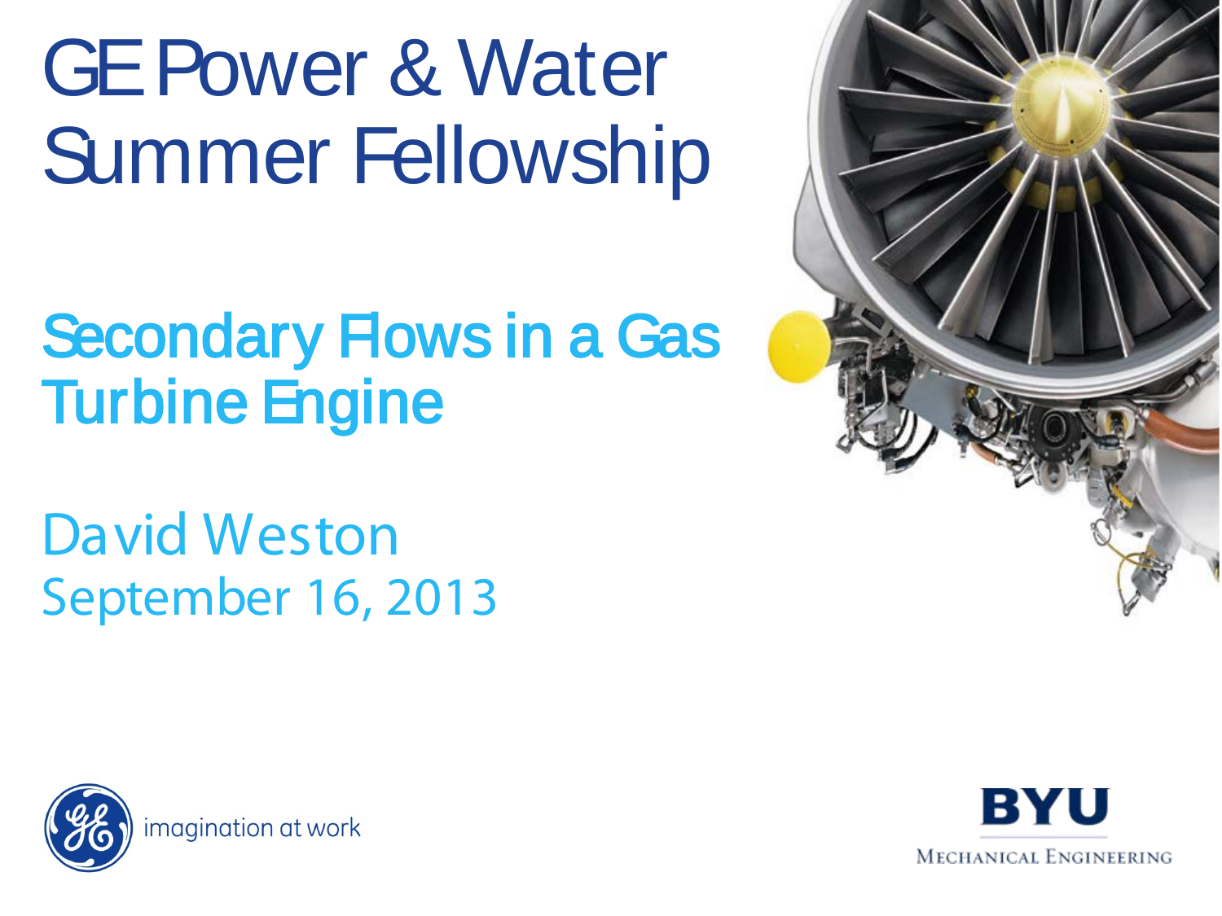# GE Power & Water Summer Fellowship

## Secondary Flows in a Gas Turbine Engine

David Weston

September 16, 2013

imagination at work

BYU

Mechanical Engineering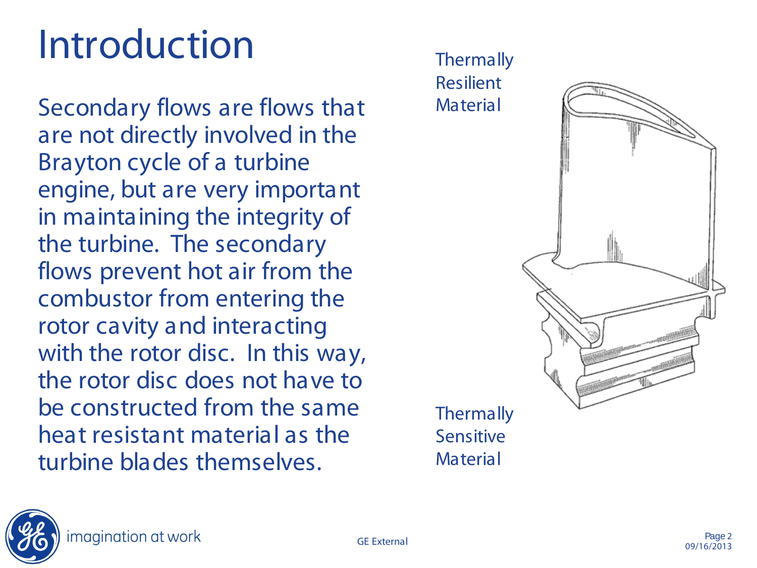# Introduction

Secondary flows are flows that are not directly involved in the Brayton cycle of a turbine engine, but are very important in maintaining the integrity of the turbine. The secondary flows prevent hot air from the combustor from entering the rotor cavity and interacting with the rotor disc. In this way, the rotor disc does not have to be constructed from the same heat resistant material as the turbine blades themselves.

Thermally Resilient Material

Thermally Sensitive Material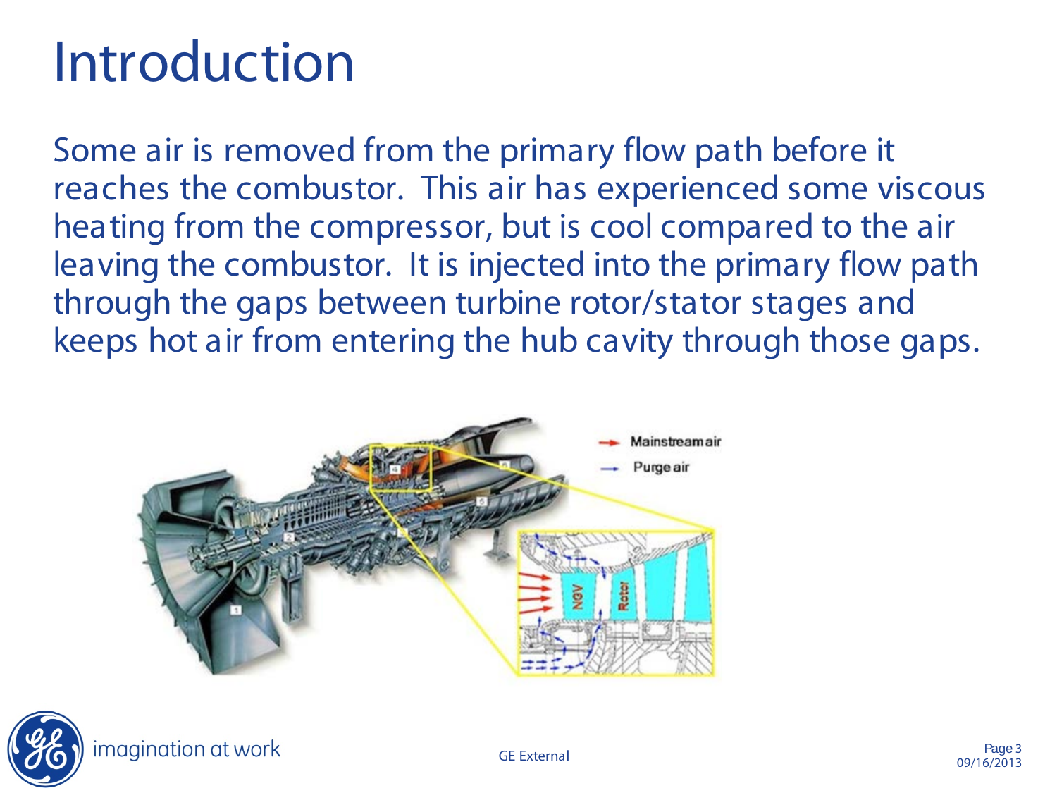# Introduction

Some air is removed from the primary flow path before it reaches the combustor. This air has experienced some viscous heating from the compressor, but is cool compared to the air leaving the combustor. It is injected into the primary flow path through the gaps between turbine rotor/stator stages and keeps hot air from entering the hub cavity through those gaps.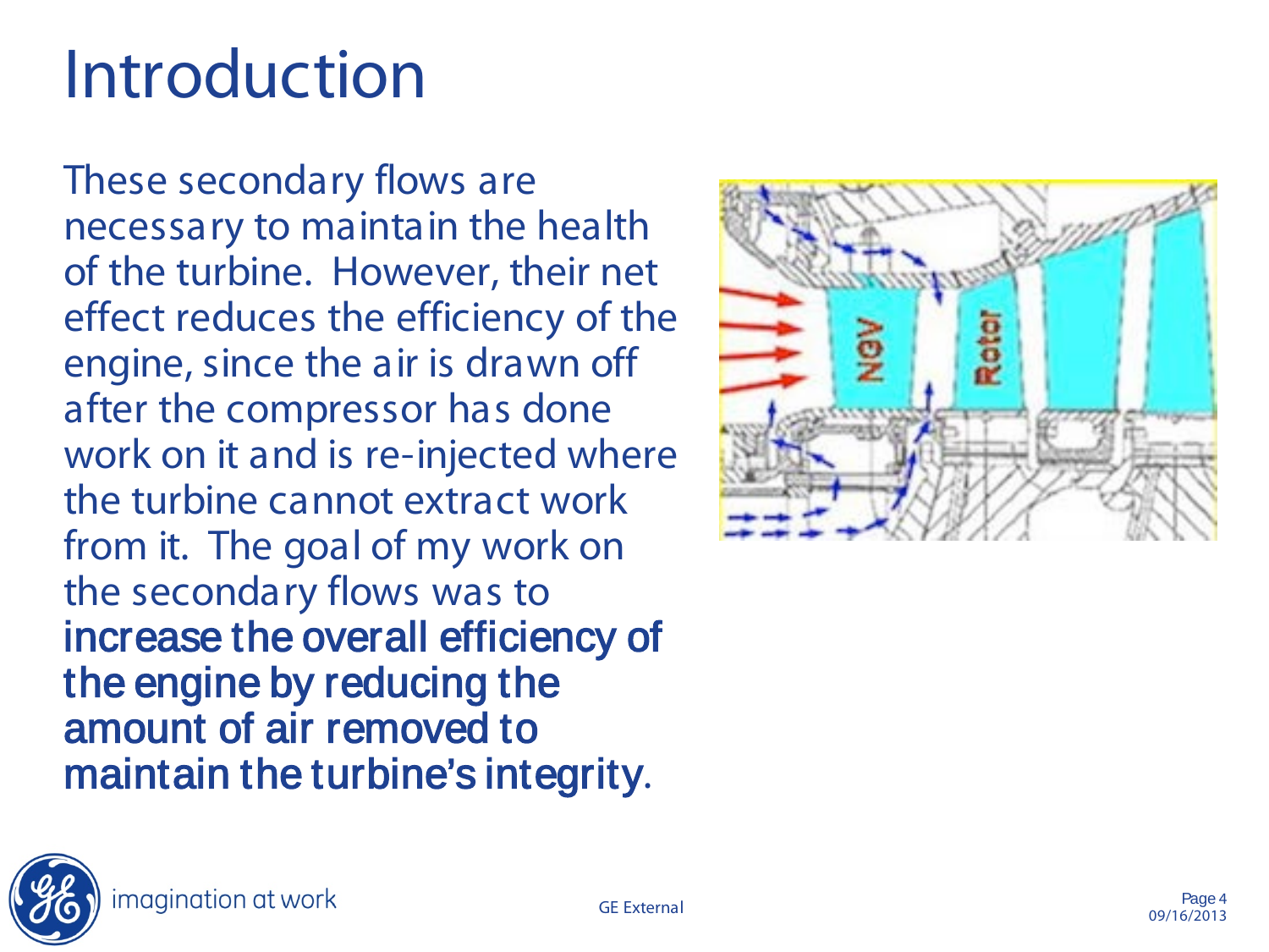# Introduction

These secondary flows are necessary to maintain the health of the turbine. However, their net effect reduces the efficiency of the engine, since the air is drawn off after the compressor has done work on it and is re-injected where the turbine cannot extract work from it. The goal of my work on the secondary flows was to **increase the overall efficiency of the engine by reducing the amount of air removed to maintain the turbine's integrity**.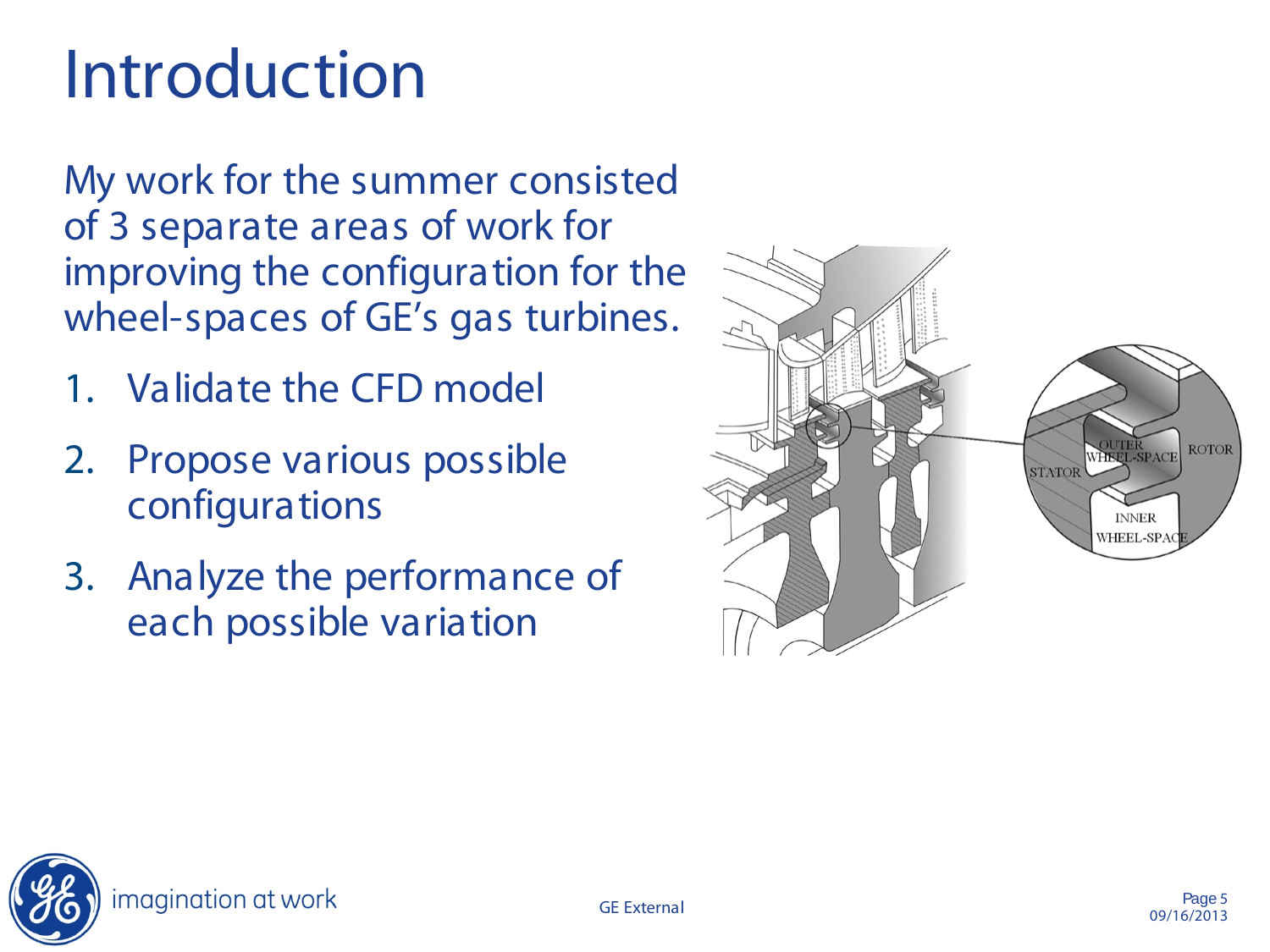# Introduction

My work for the summer consisted of 3 separate areas of work for improving the configuration for the wheel-spaces of GE's gas turbines.

1. Validate the CFD model
2. Propose various possible configurations
3. Analyze the performance of each possible variation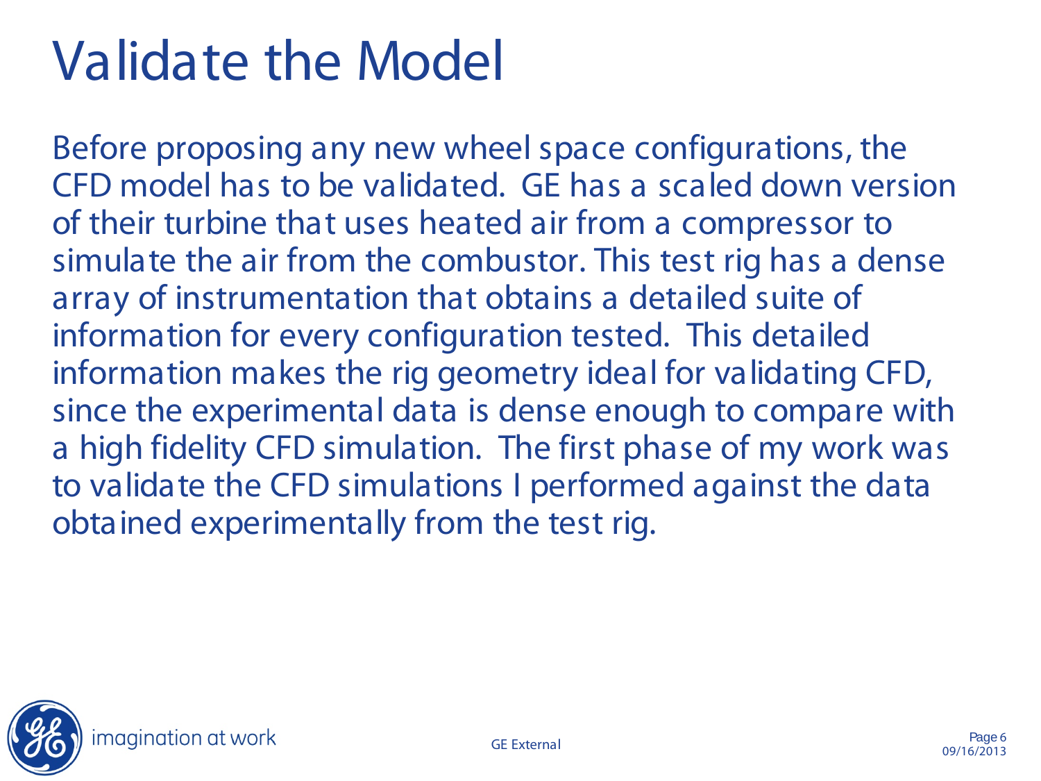# Validate the Model

Before proposing any new wheel space configurations, the CFD model has to be validated. GE has a scaled down version of their turbine that uses heated air from a compressor to simulate the air from the combustor. This test rig has a dense array of instrumentation that obtains a detailed suite of information for every configuration tested. This detailed information makes the rig geometry ideal for validating CFD, since the experimental data is dense enough to compare with a high fidelity CFD simulation. The first phase of my work was to validate the CFD simulations I performed against the data obtained experimentally from the test rig.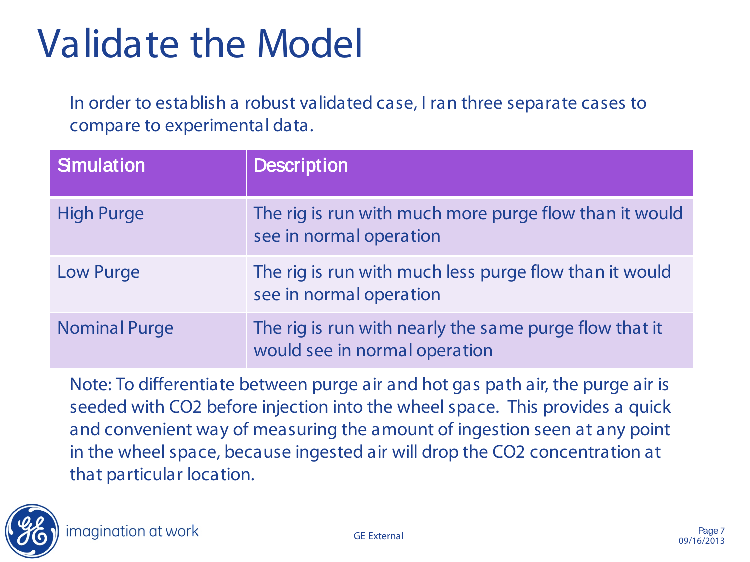# Validate the Model

In order to establish a robust validated case, I ran three separate cases to compare to experimental data.

| Simulation | Description |
|---|---|
| High Purge | The rig is run with much more purge flow than it would see in normal operation |
| Low Purge | The rig is run with much less purge flow than it would see in normal operation |
| Nominal Purge | The rig is run with nearly the same purge flow that it would see in normal operation |

Note: To differentiate between purge air and hot gas path air, the purge air is seeded with $CO_2$ before injection into the wheel space. This provides a quick and convenient way of measuring the amount of ingestion seen at any point in the wheel space, because ingested air will drop the $CO_2$ concentration at that particular location.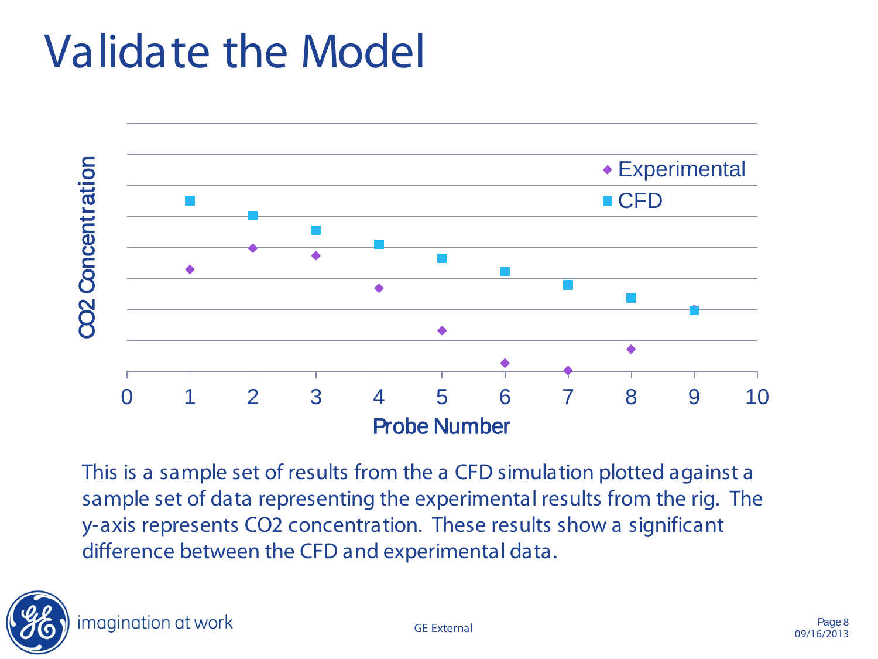# Validate the Model

CO2 Concentration

Probe Number

- Experimental
- CFD

This is a sample set of results from the a CFD simulation plotted against a sample set of data representing the experimental results from the rig. The y-axis represents $CO_2$ concentration. These results show a significant difference between the CFD and experimental data.

imagination at work

GE External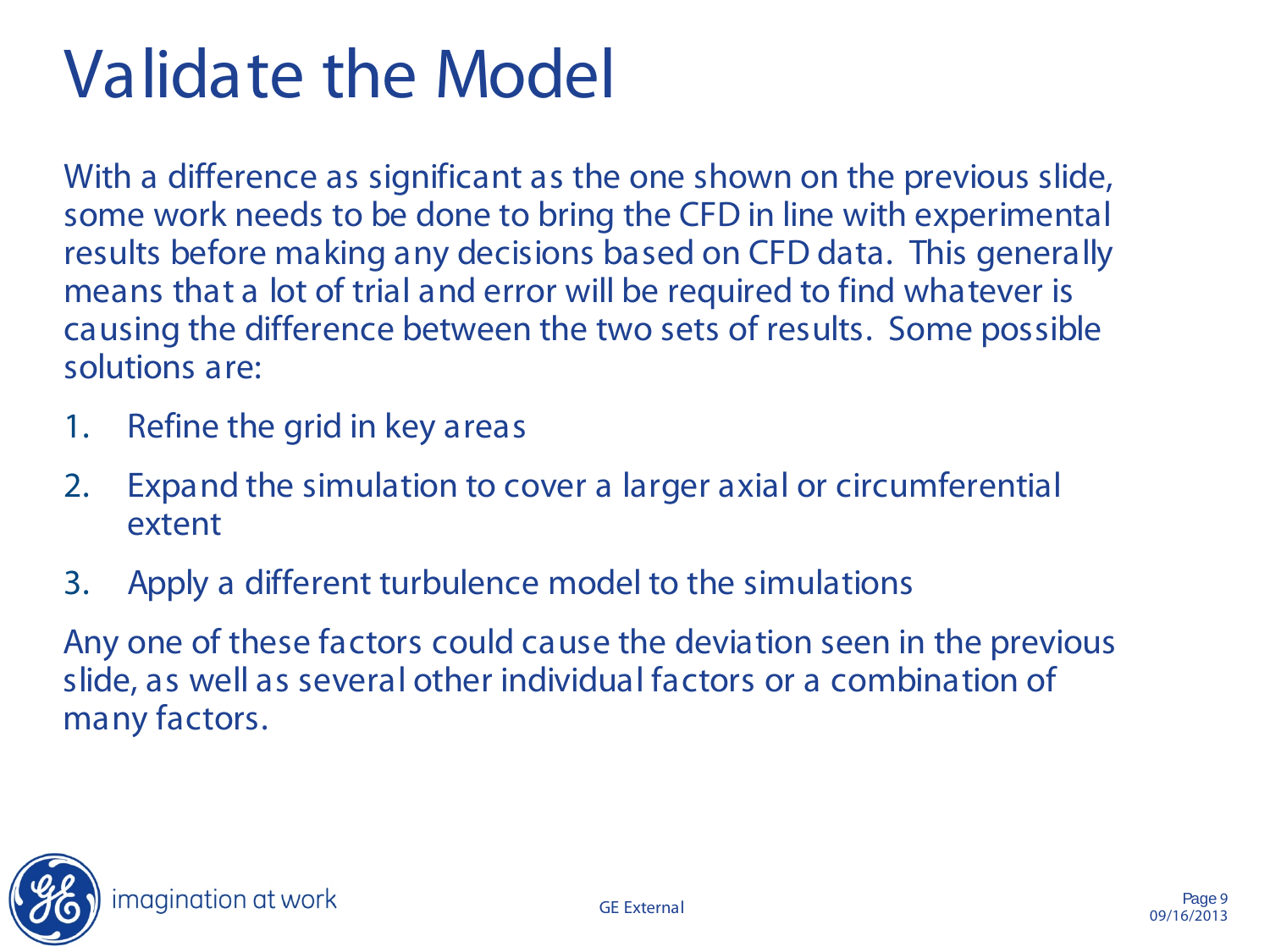# Validate the Model

With a difference as significant as the one shown on the previous slide, some work needs to be done to bring the CFD in line with experimental results before making any decisions based on CFD data. This generally means that a lot of trial and error will be required to find whatever is causing the difference between the two sets of results. Some possible solutions are:

1. Refine the grid in key areas
2. Expand the simulation to cover a larger axial or circumferential extent
3. Apply a different turbulence model to the simulations

Any one of these factors could cause the deviation seen in the previous slide, as well as several other individual factors or a combination of many factors.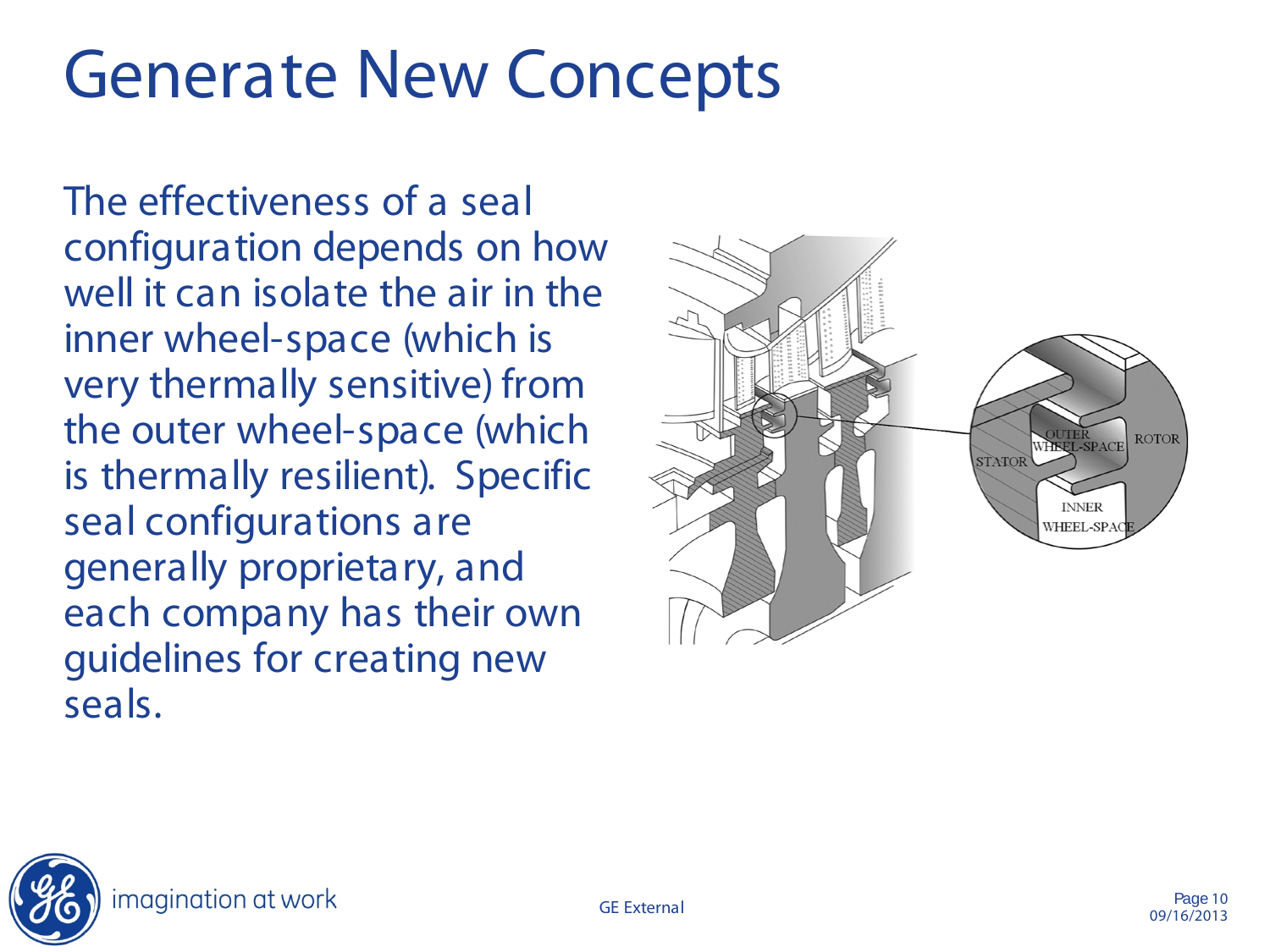# Generate New Concepts

The effectiveness of a seal configuration depends on how well it can isolate the air in the inner wheel-space (which is very thermally sensitive) from the outer wheel-space (which is thermally resilient). Specific seal configurations are generally proprietary, and each company has their own guidelines for creating new seals.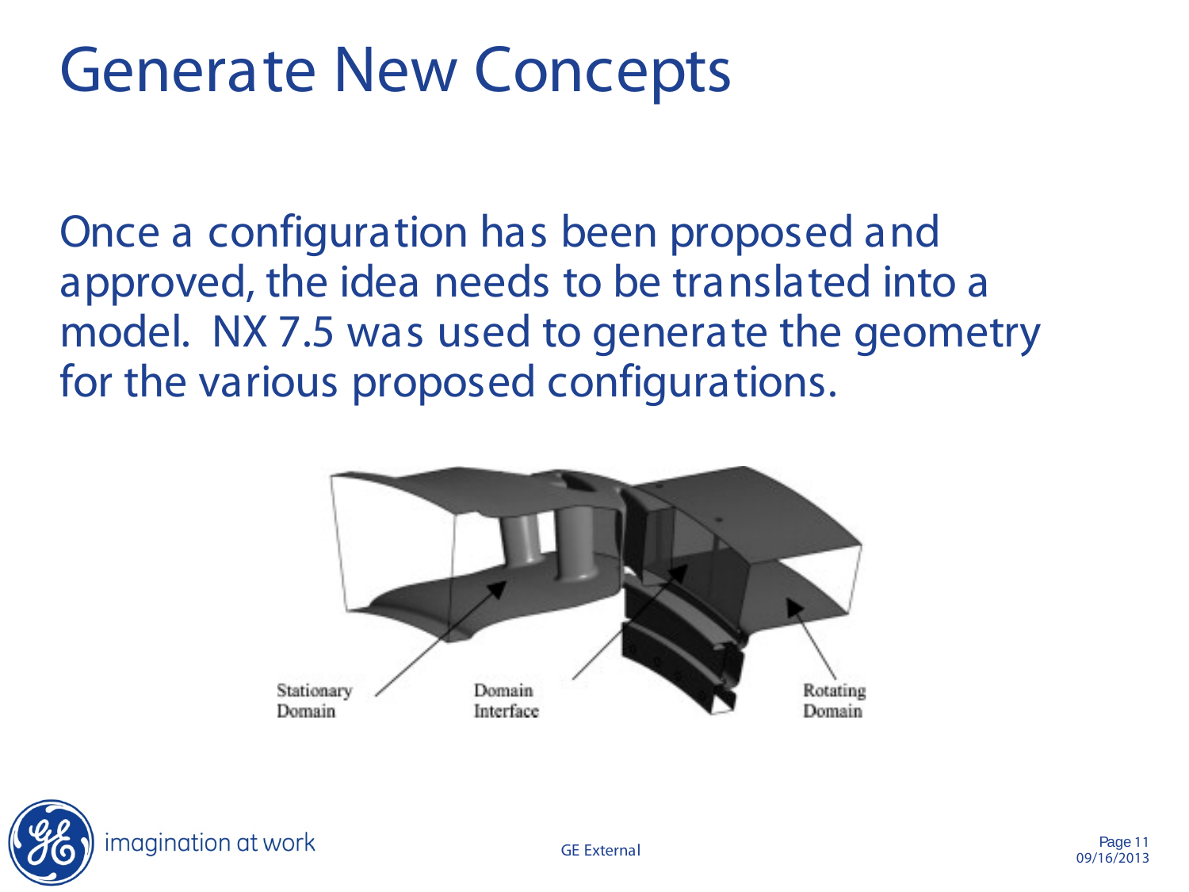# Generate New Concepts

Once a configuration has been proposed and approved, the idea needs to be translated into a model. NX 7.5 was used to generate the geometry for the various proposed configurations.

Stationary Domain

Domain Interface

Rotating Domain

GE External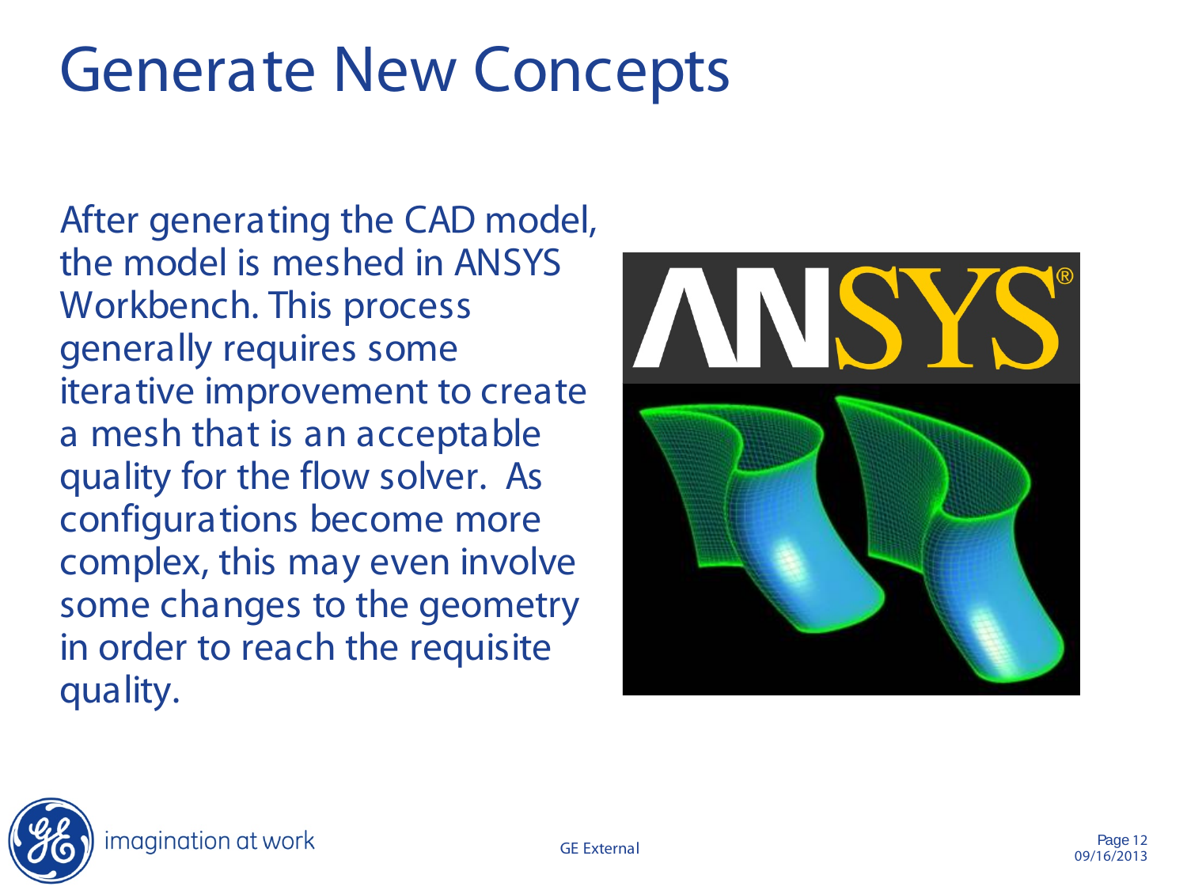# Generate New Concepts

After generating the CAD model, the model is meshed in ANSYS Workbench. This process generally requires some iterative improvement to create a mesh that is an acceptable quality for the flow solver. As configurations become more complex, this may even involve some changes to the geometry in order to reach the requisite quality.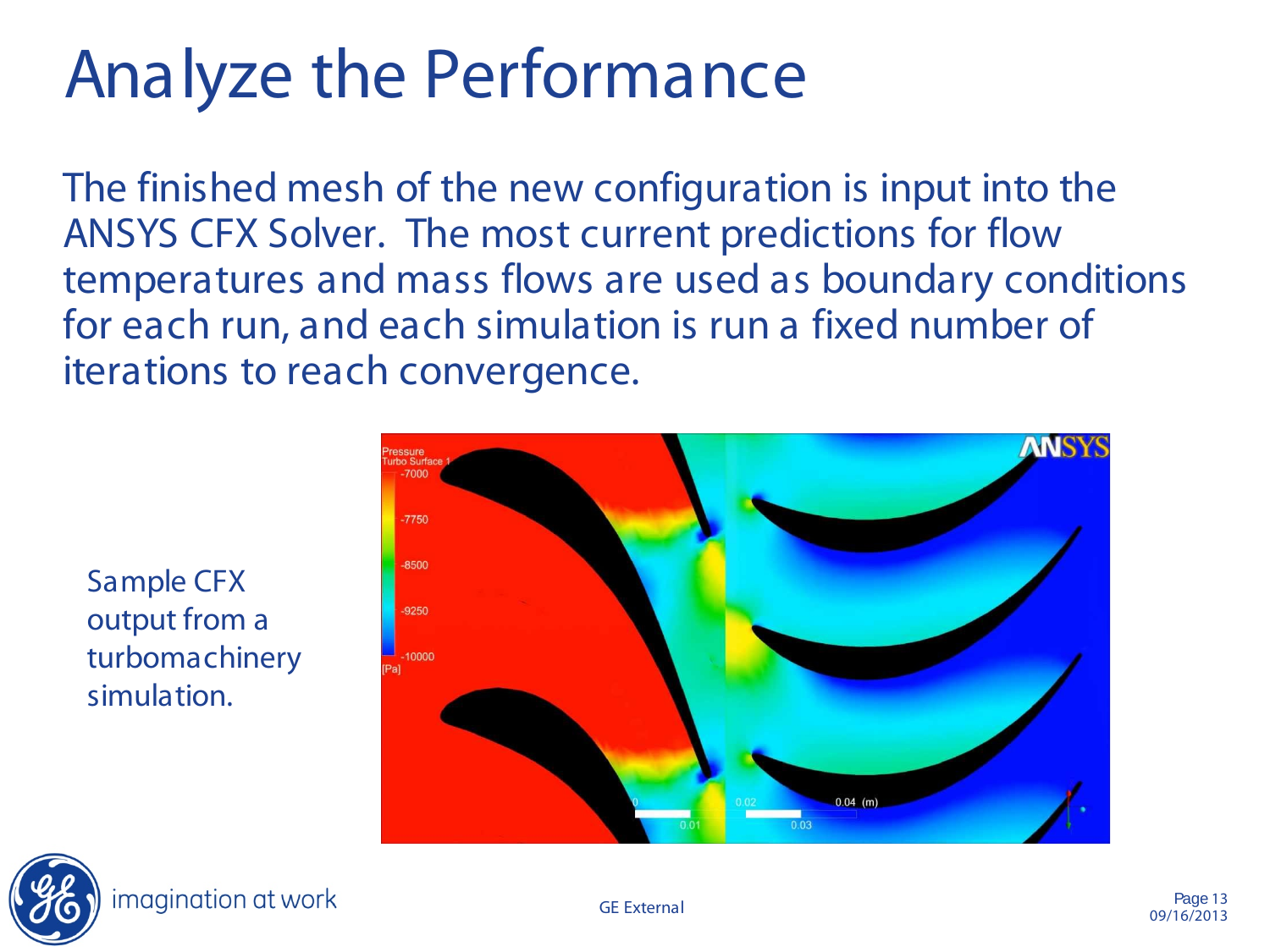# Analyze the Performance

The finished mesh of the new configuration is input into the ANSYS CFX Solver. The most current predictions for flow temperatures and mass flows are used as boundary conditions for each run, and each simulation is run a fixed number of iterations to reach convergence.

Sample CFX output from a turbomachinery simulation.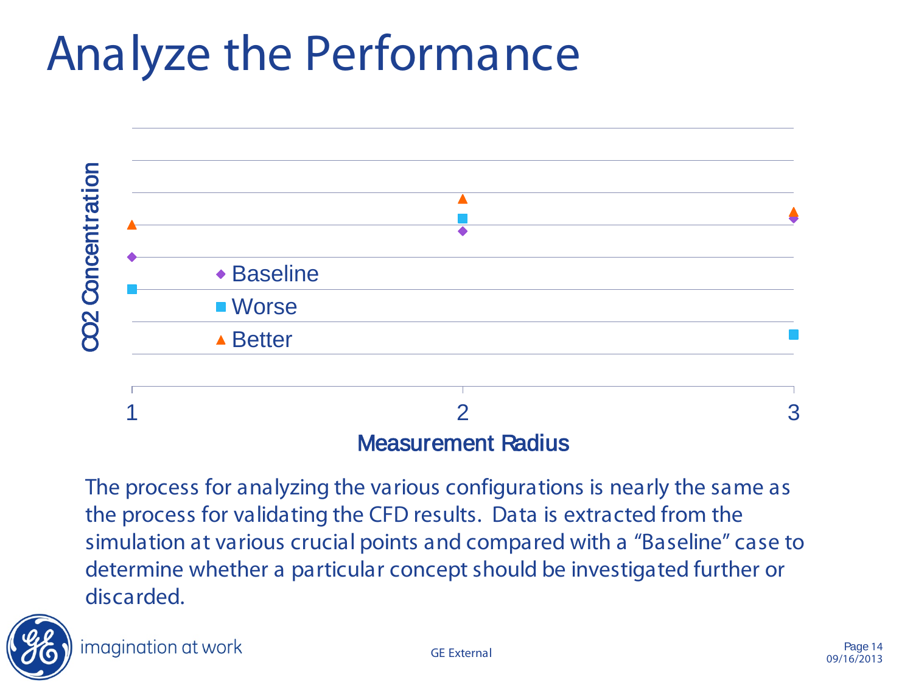# Analyze the Performance

CO2 Concentration

- Baseline
- Worse
- Better

1 2 3

Measurement Radius

The process for analyzing the various configurations is nearly the same as the process for validating the CFD results. Data is extracted from the simulation at various crucial points and compared with a “Baseline” case to determine whether a particular concept should be investigated further or discarded.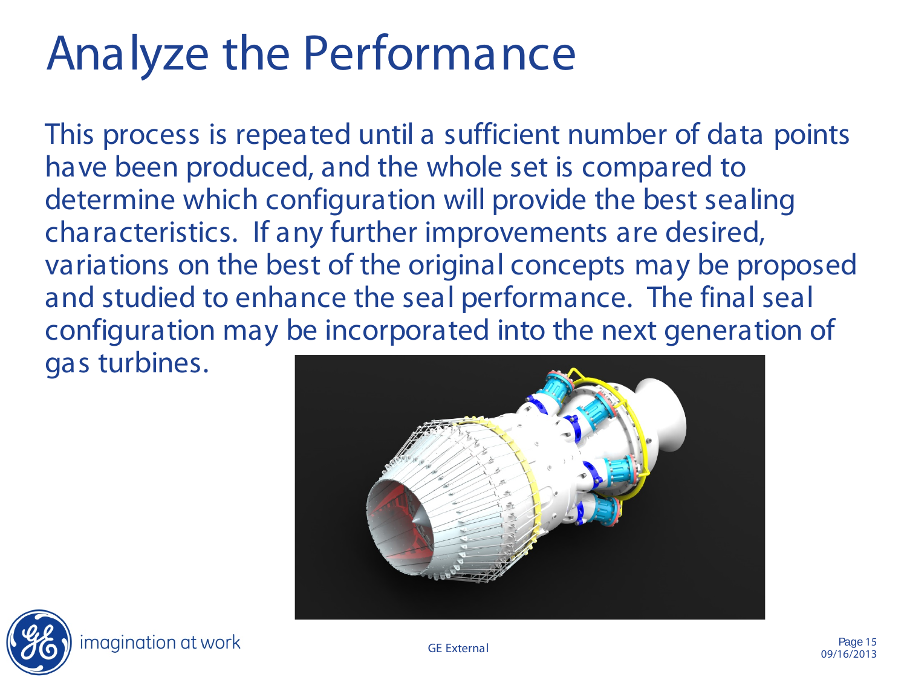# Analyze the Performance

This process is repeated until a sufficient number of data points have been produced, and the whole set is compared to determine which configuration will provide the best sealing characteristics. If any further improvements are desired, variations on the best of the original concepts may be proposed and studied to enhance the seal performance. The final seal configuration may be incorporated into the next generation of gas turbines.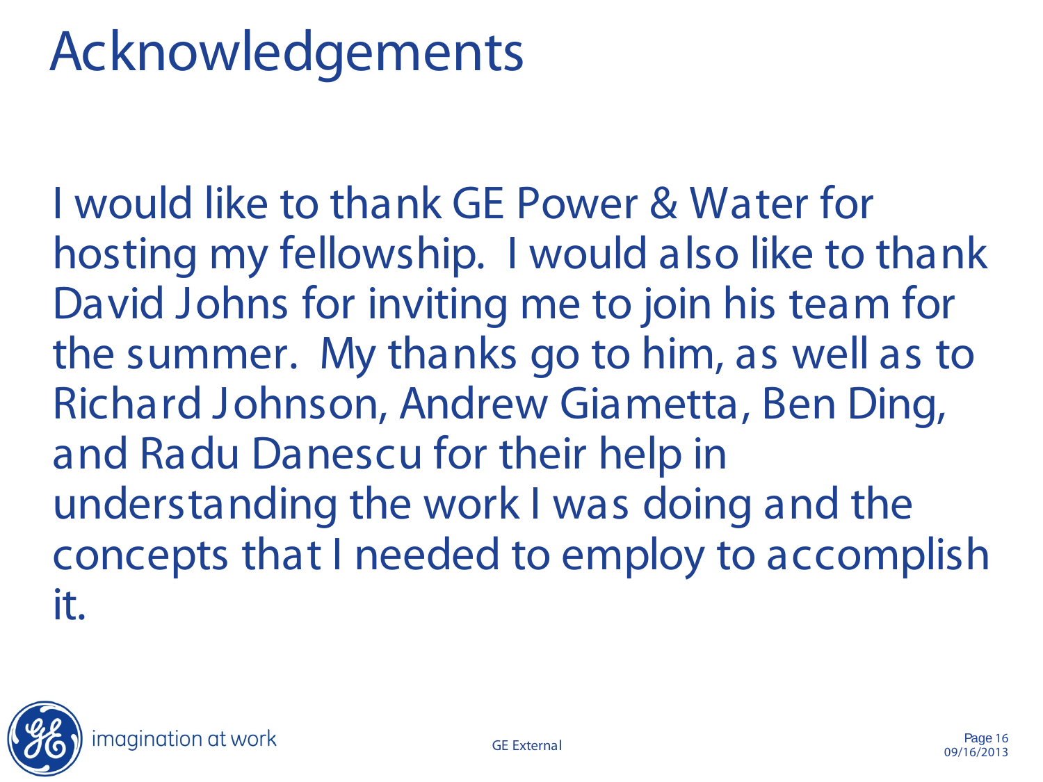# Acknowledgements

I would like to thank GE Power & Water for hosting my fellowship. I would also like to thank David Johns for inviting me to join his team for the summer. My thanks go to him, as well as to Richard Johnson, Andrew Giametta, Ben Ding, and Radu Danescu for their help in understanding the work I was doing and the concepts that I needed to employ to accomplish it.